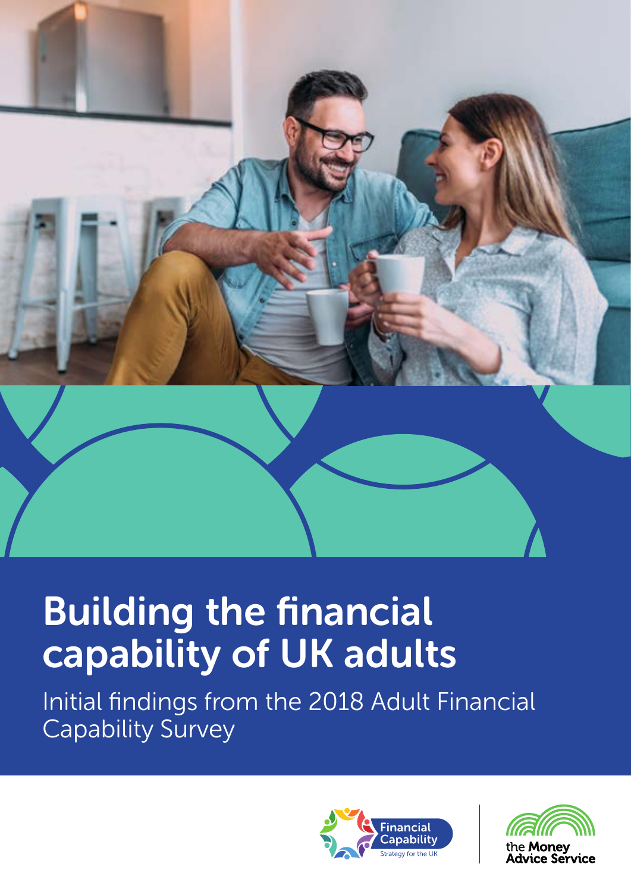# Building the financial capability of UK adults

Initial findings from the 2018 Adult Financial Capability Survey

Financial Capability Strategy for the UK

the Money Advice Service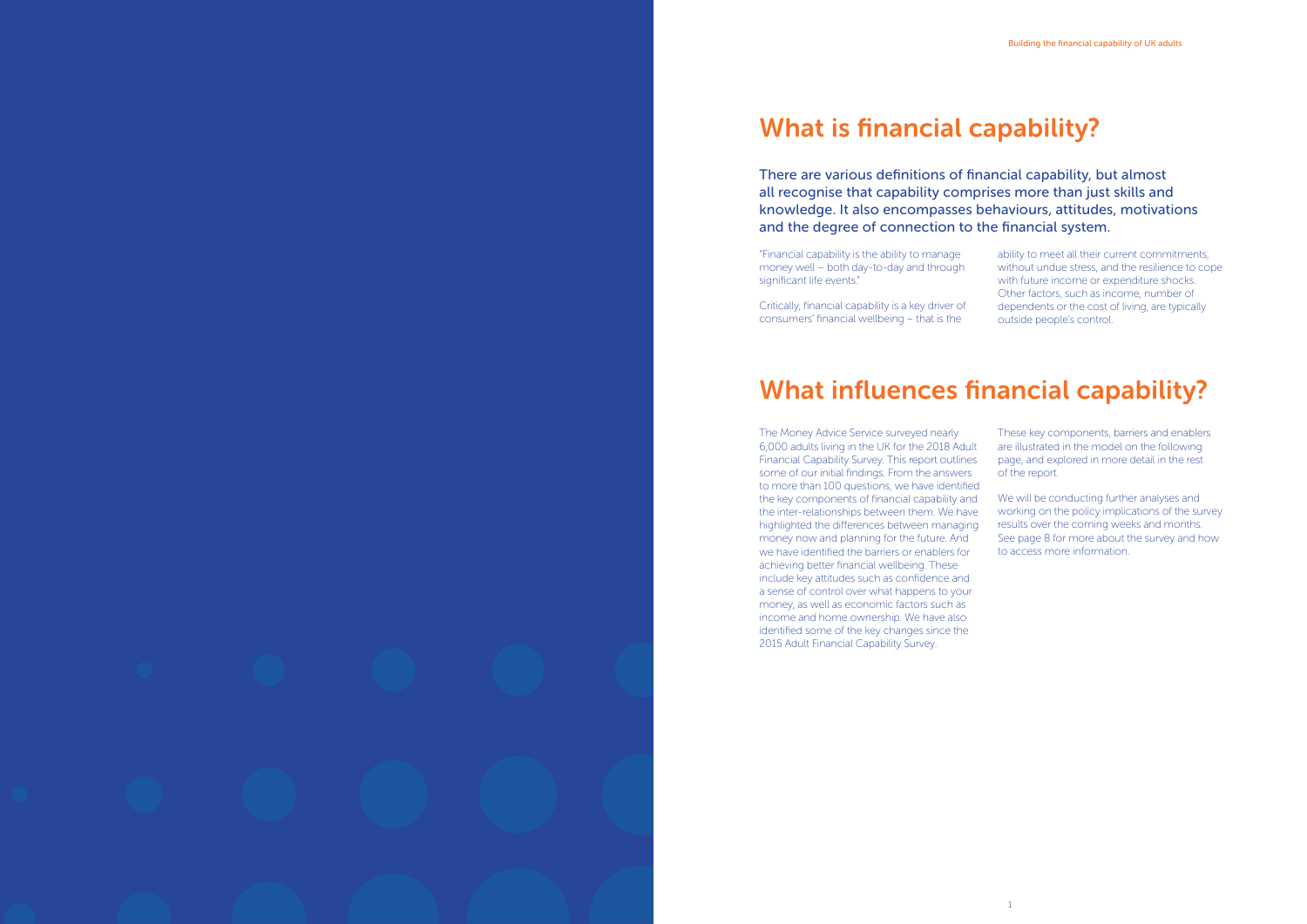# What is financial capability?

There are various definitions of financial capability, but almost all recognise that capability comprises more than just skills and knowledge. It also encompasses behaviours, attitudes, motivations and the degree of connection to the financial system.

"Financial capability is the ability to manage money well – both day-to-day and through significant life events."

Critically, financial capability is a key driver of consumers' financial wellbeing – that is the ability to meet all their current commitments, without undue stress, and the resilience to cope with future income or expenditure shocks. Other factors, such as income, number of dependents or the cost of living, are typically outside people's control.

# What influences financial capability?

The Money Advice Service surveyed nearly 6,000 adults living in the UK for the 2018 Adult Financial Capability Survey. This report outlines some of our initial findings. From the answers to more than 100 questions, we have identified the key components of financial capability and the inter-relationships between them. We have highlighted the differences between managing money now and planning for the future. And we have identified the barriers or enablers for achieving better financial wellbeing. These include key attitudes such as confidence and a sense of control over what happens to your money, as well as economic factors such as income and home ownership. We have also identified some of the key changes since the 2015 Adult Financial Capability Survey.

These key components, barriers and enablers are illustrated in the model on the following page, and explored in more detail in the rest of the report.

We will be conducting further analyses and working on the policy implications of the survey results over the coming weeks and months. See page 8 for more about the survey and how to access more information.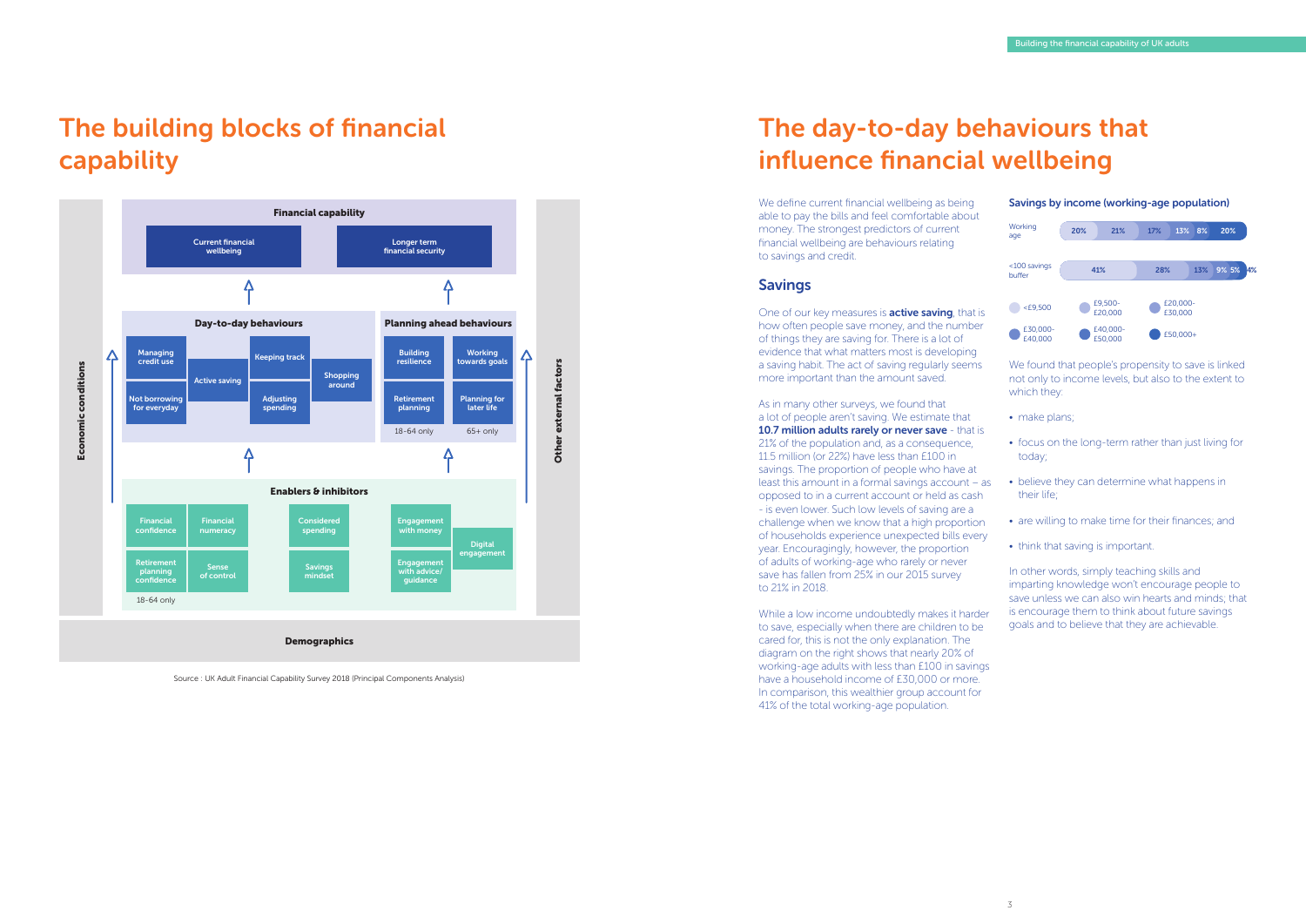# The building blocks of financial capability

**Financial capability**

- Current financial wellbeing
- Longer term financial security

**Day-to-day behaviours**

- Managing credit use
- Not borrowing for everyday
- Active saving
- Keeping track
- Adjusting spending
- Shopping around

**Planning ahead behaviours**

- Building resilience
- Working towards goals
- Retirement planning (18-64 only)
- Planning for later life (65+ only)

**Enablers & inhibitors**

- Financial confidence
- Financial numeracy
- Retirement planning confidence (18-64 only)
- Sense of control
- Considered spending
- Savings mindset
- Engagement with money
- Engagement with advice/ guidance
- Digital engagement

Economic conditions | Other external factors | Demographics

Source : UK Adult Financial Capability Survey 2018 (Principal Components Analysis)

# The day-to-day behaviours that influence financial wellbeing

We define current financial wellbeing as being able to pay the bills and feel comfortable about money. The strongest predictors of current financial wellbeing are behaviours relating to savings and credit.

## Savings

One of our key measures is **active saving**, that is how often people save money, and the number of things they are saving for. There is a lot of evidence that what matters most is developing a saving habit. The act of saving regularly seems more important than the amount saved.

As in many other surveys, we found that a lot of people aren't saving. We estimate that **10.7 million adults rarely or never save** - that is 21% of the population and, as a consequence, 11.5 million (or 22%) have less than £100 in savings. The proportion of people who have at least this amount in a formal savings account – as opposed to in a current account or held as cash - is even lower. Such low levels of saving are a challenge when we know that a high proportion of households experience unexpected bills every year. Encouragingly, however, the proportion of adults of working-age who rarely or never save has fallen from 25% in our 2015 survey to 21% in 2018.

While a low income undoubtedly makes it harder to save, especially when there are children to be cared for, this is not the only explanation. The diagram on the right shows that nearly 20% of working-age adults with less than £100 in savings have a household income of £30,000 or more. In comparison, this wealthier group account for 41% of the total working-age population.

**Savings by income (working-age population)**

| | <£9,500 | £9,500-£20,000 | £20,000-£30,000 | £30,000-£40,000 | £40,000-£50,000 | £50,000+ |
|---|---|---|---|---|---|---|
| Working age | 20% | 21% | 17% | 13% | 8% | 20% |
| <100 savings buffer | 41% | 28% | 13% | 9% | 5% | 4% |

We found that people's propensity to save is linked not only to income levels, but also to the extent to which they:

- make plans;
- focus on the long-term rather than just living for today;
- believe they can determine what happens in their life;
- are willing to make time for their finances; and
- think that saving is important.

In other words, simply teaching skills and imparting knowledge won't encourage people to save unless we can also win hearts and minds; that is encourage them to think about future savings goals and to believe that they are achievable.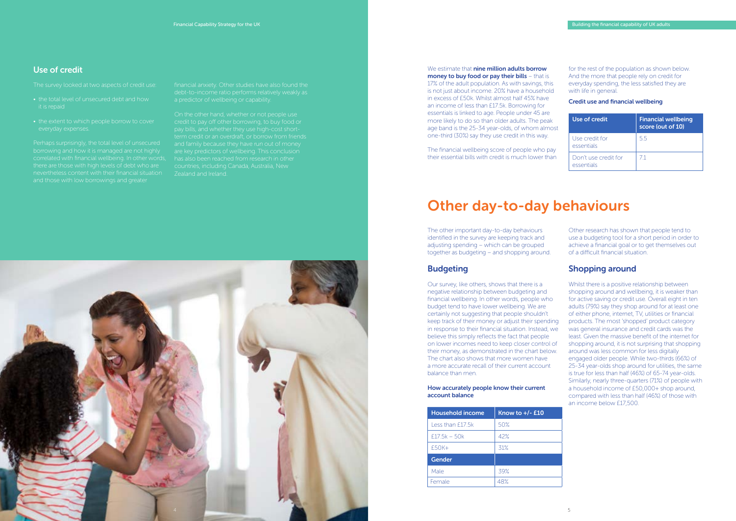## Use of credit

The survey looked at two aspects of credit use:

- the total level of unsecured debt and how it is repaid
- the extent to which people borrow to cover everyday expenses.

Perhaps surprisingly, the total level of unsecured borrowing and how it is managed are not highly correlated with financial wellbeing. In other words, there are those with high levels of debt who are nevertheless content with their financial situation and those with low borrowings and greater financial anxiety. Other studies have also found the debt-to-income ratio performs relatively weakly as a predictor of wellbeing or capability.

On the other hand, whether or not people use credit to pay off other borrowing, to buy food or pay bills, and whether they use high-cost short-term credit or an overdraft, or borrow from friends and family because they have run out of money are key predictors of wellbeing. This conclusion has also been reached from research in other countries, including Canada, Australia, New Zealand and Ireland.

We estimate that **nine million adults borrow money to buy food or pay their bills** – that is 17% of the adult population. As with savings, this is not just about income. 20% have a household in excess of £50k. Whilst almost half 45% have an income of less than £17.5k. Borrowing for essentials is linked to age. People under 45 are more likely to do so than older adults. The peak age band is the 25-34 year-olds, of whom almost one-third (30%) say they use credit in this way.

The financial wellbeing score of people who pay their essential bills with credit is much lower than for the rest of the population as shown below. And the more that people rely on credit for everyday spending, the less satisfied they are with life in general.

**Credit use and financial wellbeing**

| Use of credit | Financial wellbeing score (out of 10) |
|---|---|
| Use credit for essentials | 5.5 |
| Don't use credit for essentials | 7.1 |

# Other day-to-day behaviours

The other important day-to-day behaviours identified in the survey are keeping track and adjusting spending – which can be grouped together as budgeting – and shopping around.

## Budgeting

Our survey, like others, shows that there is a negative relationship between budgeting and financial wellbeing. In other words, people who budget tend to have lower wellbeing. We are certainly not suggesting that people shouldn't keep track of their money or adjust their spending in response to their financial situation. Instead, we believe this simply reflects the fact that people on lower incomes need to keep closer control of their money, as demonstrated in the chart below. The chart also shows that more women have a more accurate recall of their current account balance than men.

**How accurately people know their current account balance**

| Household income | Know to +/- £10 |
|---|---|
| Less than £17.5k | 50% |
| £17.5k – 50k | 42% |
| £50K+ | 31% |
| **Gender** | |
| Male | 39% |
| Female | 48% |

Other research has shown that people tend to use a budgeting tool for a short period in order to achieve a financial goal or to get themselves out of a difficult financial situation.

## Shopping around

Whilst there is a positive relationship between shopping around and wellbeing, it is weaker than for active saving or credit use. Overall eight in ten adults (79%) say they shop around for at least one of either phone, internet, TV, utilities or financial products. The most 'shopped' product category was general insurance and credit cards was the least. Given the massive benefit of the internet for shopping around, it is not surprising that shopping around was less common for less digitally engaged older people. While two-thirds (66%) of 25-34 year-olds shop around for utilities, the same is true for less than half (46%) of 65-74 year-olds. Similarly, nearly three-quarters (71%) of people with a household income of £50,000+ shop around, compared with less than half (46%) of those with an income below £17,500.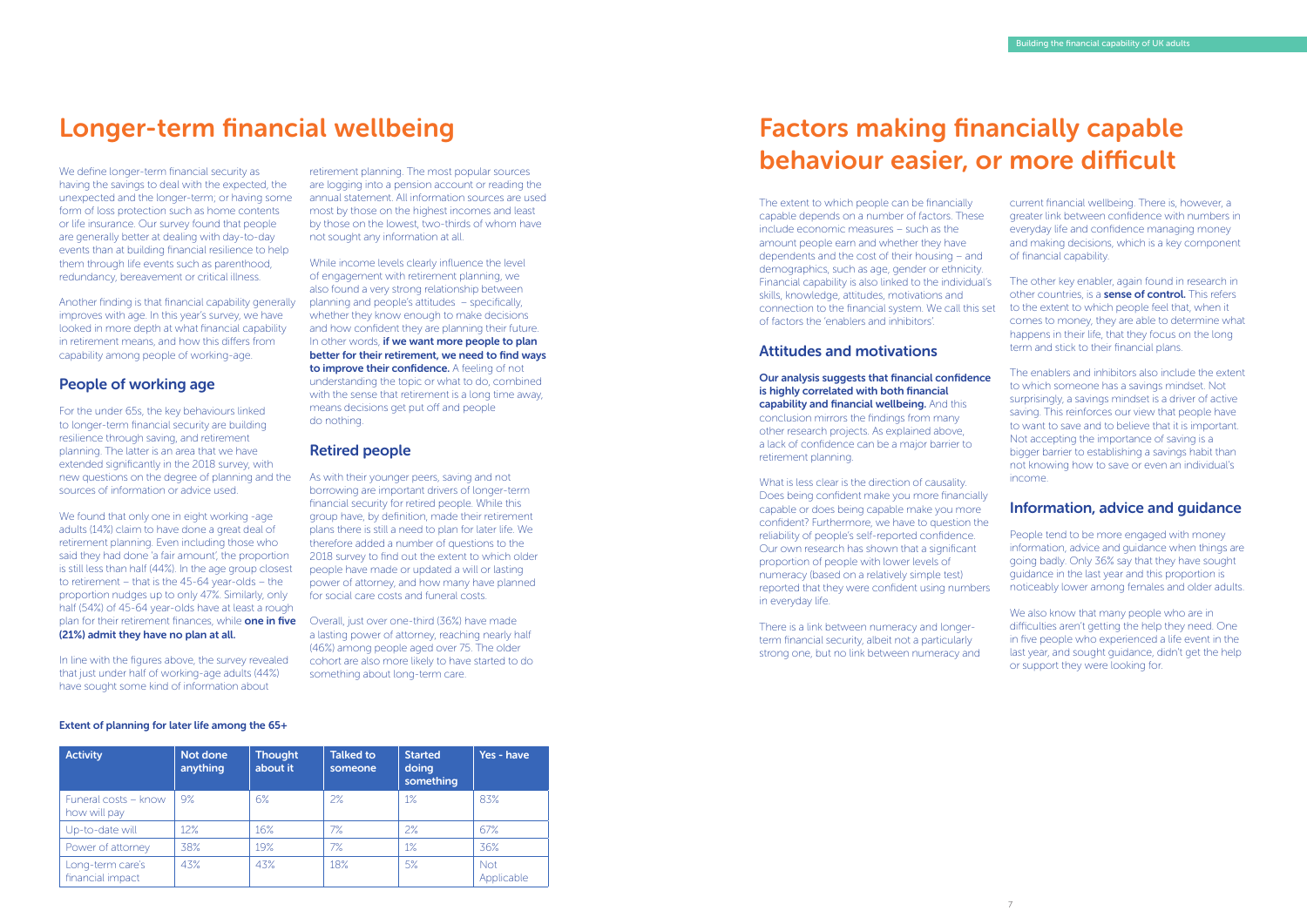# Longer-term financial wellbeing

We define longer-term financial security as having the savings to deal with the expected, the unexpected and the longer-term; or having some form of loss protection such as home contents or life insurance. Our survey found that people are generally better at dealing with day-to-day events than at building financial resilience to help them through life events such as parenthood, redundancy, bereavement or critical illness.

Another finding is that financial capability generally improves with age. In this year's survey, we have looked in more depth at what financial capability in retirement means, and how this differs from capability among people of working-age.

## People of working age

For the under 65s, the key behaviours linked to longer-term financial security are building resilience through saving, and retirement planning. The latter is an area that we have extended significantly in the 2018 survey, with new questions on the degree of planning and the sources of information or advice used.

We found that only one in eight working -age adults (14%) claim to have done a great deal of retirement planning. Even including those who said they had done 'a fair amount', the proportion is still less than half (44%). In the age group closest to retirement – that is the 45-64 year-olds – the proportion nudges up to only 47%. Similarly, only half (54%) of 45-64 year-olds have at least a rough plan for their retirement finances, while **one in five (21%) admit they have no plan at all.**

In line with the figures above, the survey revealed that just under half of working-age adults (44%) have sought some kind of information about retirement planning. The most popular sources are logging into a pension account or reading the annual statement. All information sources are used most by those on the highest incomes and least by those on the lowest, two-thirds of whom have not sought any information at all.

While income levels clearly influence the level of engagement with retirement planning, we also found a very strong relationship between planning and people's attitudes – specifically, whether they know enough to make decisions and how confident they are planning their future. In other words, **if we want more people to plan better for their retirement, we need to find ways to improve their confidence.** A feeling of not understanding the topic or what to do, combined with the sense that retirement is a long time away, means decisions get put off and people do nothing.

## Retired people

As with their younger peers, saving and not borrowing are important drivers of longer-term financial security for retired people. While this group have, by definition, made their retirement plans there is still a need to plan for later life. We therefore added a number of questions to the 2018 survey to find out the extent to which older people have made or updated a will or lasting power of attorney, and how many have planned for social care costs and funeral costs.

Overall, just over one-third (36%) have made a lasting power of attorney, reaching nearly half (46%) among people aged over 75. The older cohort are also more likely to have started to do something about long-term care.

**Extent of planning for later life among the 65+**

| Activity | Not done anything | Thought about it | Talked to someone | Started doing something | Yes - have |
|---|---|---|---|---|---|
| Funeral costs – know how will pay | 9% | 6% | 2% | 1% | 83% |
| Up-to-date will | 12% | 16% | 7% | 2% | 67% |
| Power of attorney | 38% | 19% | 7% | 1% | 36% |
| Long-term care's financial impact | 43% | 43% | 18% | 5% | Not Applicable |

# Factors making financially capable behaviour easier, or more difficult

The extent to which people can be financially capable depends on a number of factors. These include economic measures – such as the amount people earn and whether they have dependents and the cost of their housing – and demographics, such as age, gender or ethnicity. Financial capability is also linked to the individual's skills, knowledge, attitudes, motivations and connection to the financial system. We call this set of factors the 'enablers and inhibitors'.

## Attitudes and motivations

**Our analysis suggests that financial confidence is highly correlated with both financial capability and financial wellbeing.** And this conclusion mirrors the findings from many other research projects. As explained above, a lack of confidence can be a major barrier to retirement planning.

What is less clear is the direction of causality. Does being confident make you more financially capable or does being capable make you more confident? Furthermore, we have to question the reliability of people's self-reported confidence. Our own research has shown that a significant proportion of people with lower levels of numeracy (based on a relatively simple test) reported that they were confident using numbers in everyday life.

There is a link between numeracy and longer-term financial security, albeit not a particularly strong one, but no link between numeracy and current financial wellbeing. There is, however, a greater link between confidence with numbers in everyday life and confidence managing money and making decisions, which is a key component of financial capability.

The other key enabler, again found in research in other countries, is a **sense of control.** This refers to the extent to which people feel that, when it comes to money, they are able to determine what happens in their life, that they focus on the long term and stick to their financial plans.

The enablers and inhibitors also include the extent to which someone has a savings mindset. Not surprisingly, a savings mindset is a driver of active saving. This reinforces our view that people have to want to save and to believe that it is important. Not accepting the importance of saving is a bigger barrier to establishing a savings habit than not knowing how to save or even an individual's income.

## Information, advice and guidance

People tend to be more engaged with money information, advice and guidance when things are going badly. Only 36% say that they have sought guidance in the last year and this proportion is noticeably lower among females and older adults.

We also know that many people who are in difficulties aren't getting the help they need. One in five people who experienced a life event in the last year, and sought guidance, didn't get the help or support they were looking for.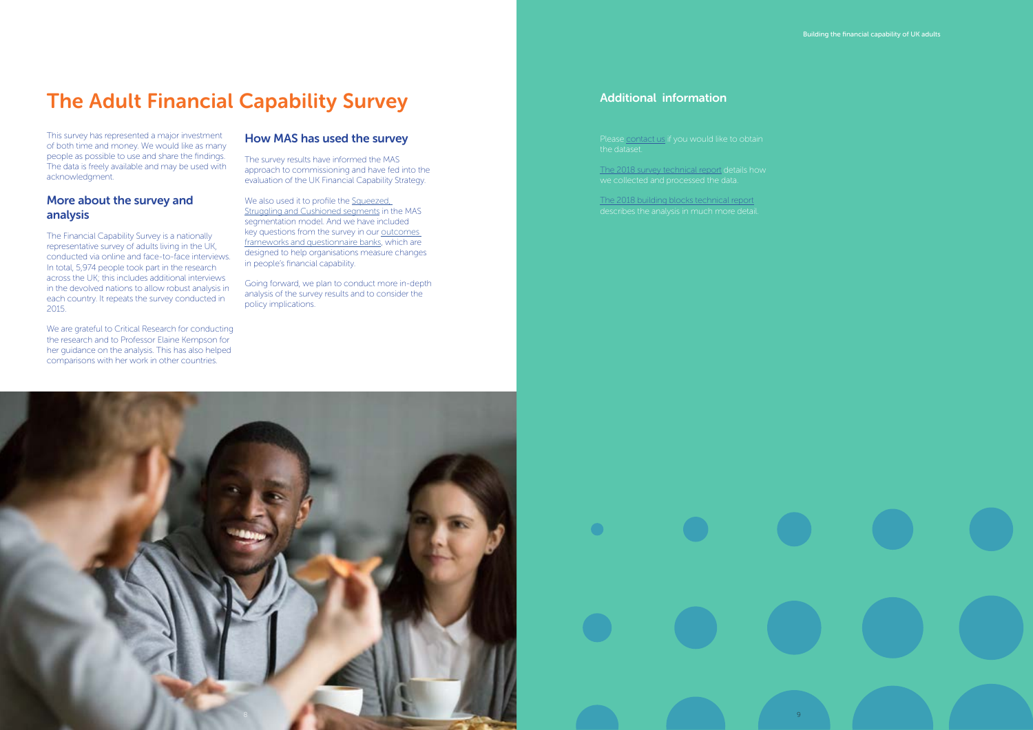# The Adult Financial Capability Survey

This survey has represented a major investment of both time and money. We would like as many people as possible to use and share the findings. The data is freely available and may be used with acknowledgment.

## More about the survey and analysis

The Financial Capability Survey is a nationally representative survey of adults living in the UK, conducted via online and face-to-face interviews. In total, 5,974 people took part in the research across the UK; this includes additional interviews in the devolved nations to allow robust analysis in each country. It repeats the survey conducted in 2015.

We are grateful to Critical Research for conducting the research and to Professor Elaine Kempson for her guidance on the analysis. This has also helped comparisons with her work in other countries.

## How MAS has used the survey

The survey results have informed the MAS approach to commissioning and have fed into the evaluation of the UK Financial Capability Strategy.

We also used it to profile the Squeezed, Struggling and Cushioned segments in the MAS segmentation model. And we have included key questions from the survey in our outcomes frameworks and questionnaire banks, which are designed to help organisations measure changes in people's financial capability.

Going forward, we plan to conduct more in-depth analysis of the survey results and to consider the policy implications.

## Additional information

Please contact us if you would like to obtain the dataset.

The 2018 survey technical report details how we collected and processed the data.

The 2018 building blocks technical report describes the analysis in much more detail.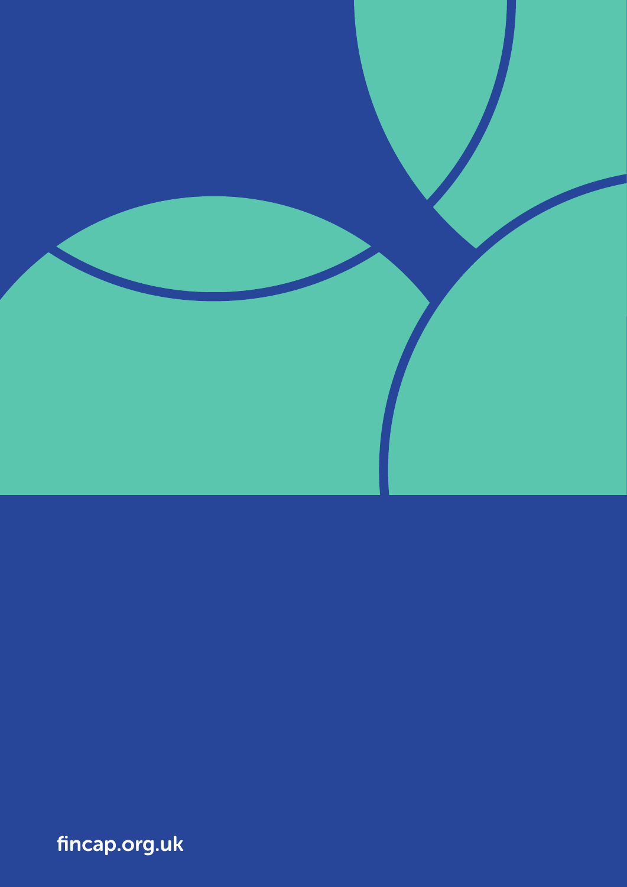fincap.org.uk